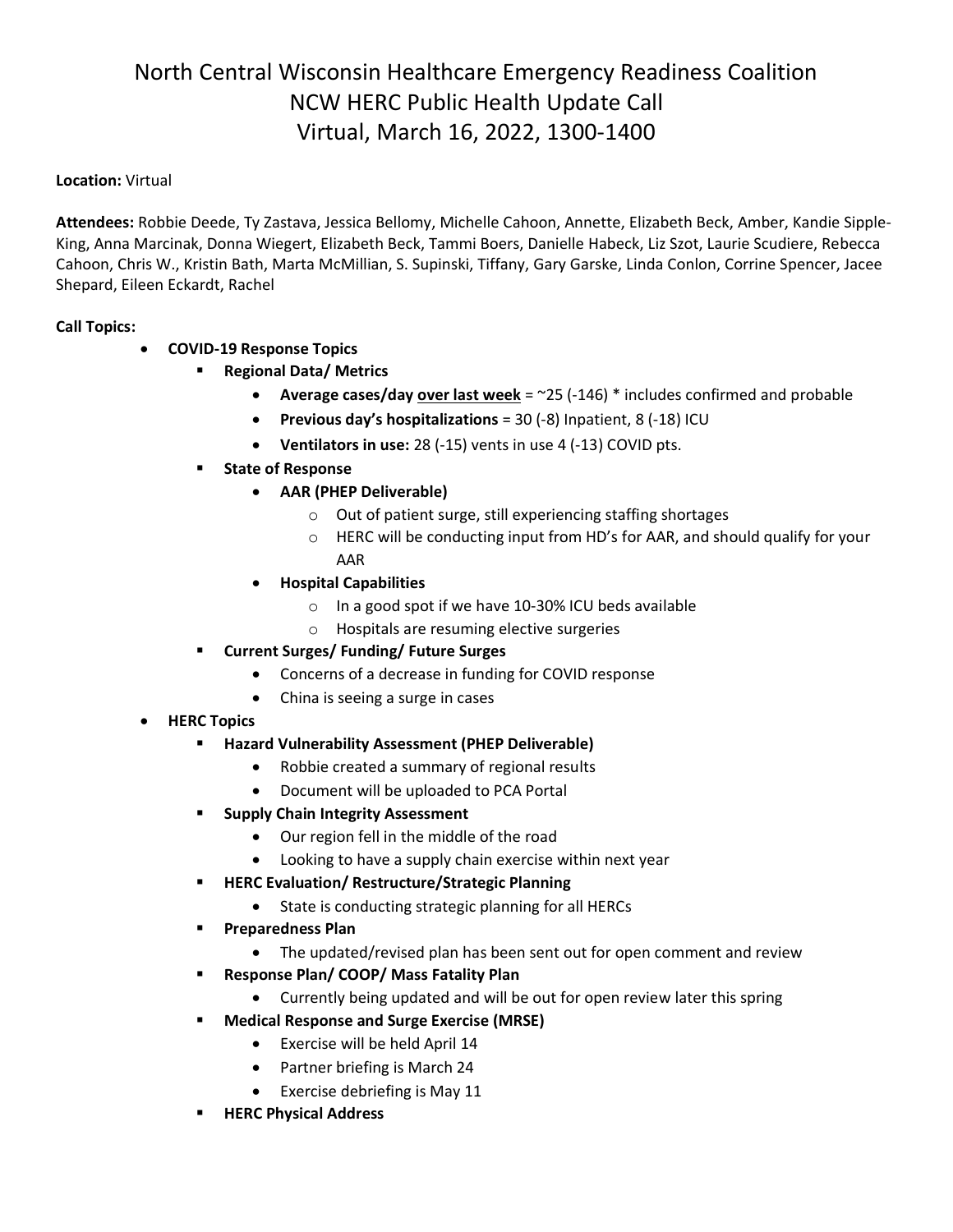# North Central Wisconsin Healthcare Emergency Readiness Coalition
# NCW HERC Public Health Update Call
# Virtual, March 16, 2022, 1300-1400

**Location:** Virtual

**Attendees:** Robbie Deede, Ty Zastava, Jessica Bellomy, Michelle Cahoon, Annette, Elizabeth Beck, Amber, Kandie Sipple-King, Anna Marcinak, Donna Wiegert, Elizabeth Beck, Tammi Boers, Danielle Habeck, Liz Szot, Laurie Scudiere, Rebecca Cahoon, Chris W., Kristin Bath, Marta McMillian, S. Supinski, Tiffany, Gary Garske, Linda Conlon, Corrine Spencer, Jacee Shepard, Eileen Eckardt, Rachel

**Call Topics:**

- **COVID-19 Response Topics**
  - **Regional Data/ Metrics**
    - **Average cases/day <u>over last week</u>** = ~25 (-146) * includes confirmed and probable
    - **Previous day's hospitalizations** = 30 (-8) Inpatient, 8 (-18) ICU
    - **Ventilators in use:** 28 (-15) vents in use 4 (-13) COVID pts.
  - **State of Response**
    - **AAR (PHEP Deliverable)**
      - Out of patient surge, still experiencing staffing shortages
      - HERC will be conducting input from HD's for AAR, and should qualify for your AAR
    - **Hospital Capabilities**
      - In a good spot if we have 10-30% ICU beds available
      - Hospitals are resuming elective surgeries
  - **Current Surges/ Funding/ Future Surges**
    - Concerns of a decrease in funding for COVID response
    - China is seeing a surge in cases
- **HERC Topics**
  - **Hazard Vulnerability Assessment (PHEP Deliverable)**
    - Robbie created a summary of regional results
    - Document will be uploaded to PCA Portal
  - **Supply Chain Integrity Assessment**
    - Our region fell in the middle of the road
    - Looking to have a supply chain exercise within next year
  - **HERC Evaluation/ Restructure/Strategic Planning**
    - State is conducting strategic planning for all HERCs
  - **Preparedness Plan**
    - The updated/revised plan has been sent out for open comment and review
  - **Response Plan/ COOP/ Mass Fatality Plan**
    - Currently being updated and will be out for open review later this spring
  - **Medical Response and Surge Exercise (MRSE)**
    - Exercise will be held April 14
    - Partner briefing is March 24
    - Exercise debriefing is May 11
  - **HERC Physical Address**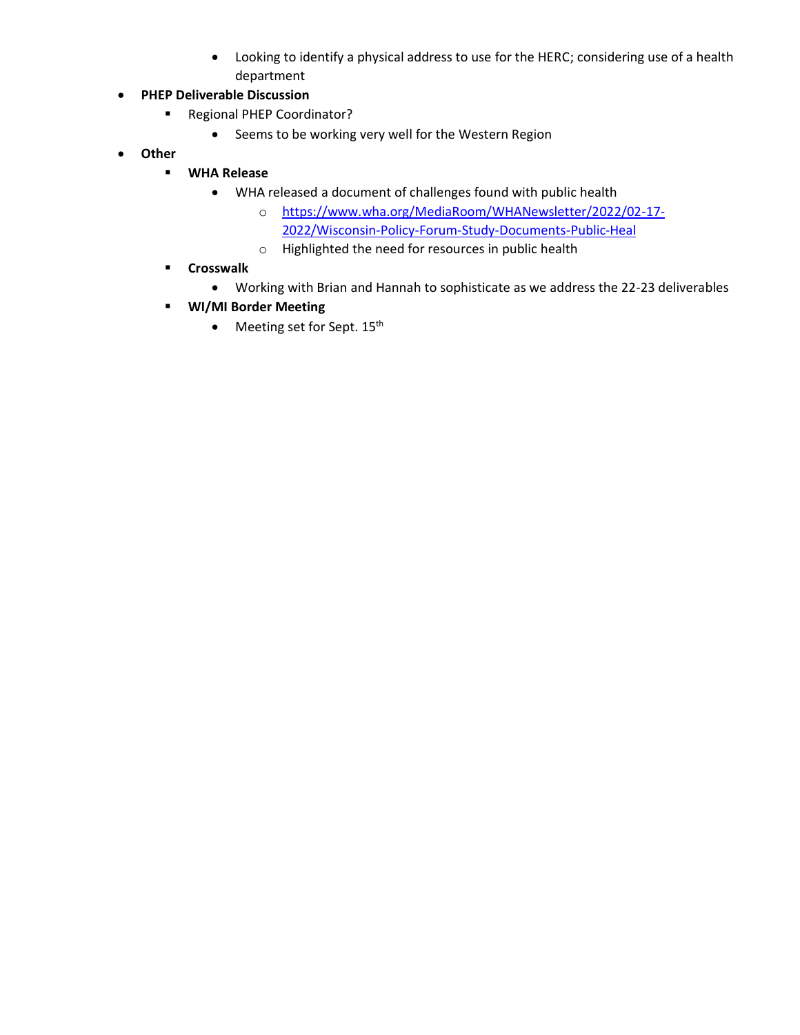- Looking to identify a physical address to use for the HERC; considering use of a health department
- **PHEP Deliverable Discussion**
  - Regional PHEP Coordinator?
    - Seems to be working very well for the Western Region
- **Other**
  - **WHA Release**
    - WHA released a document of challenges found with public health
      - [https://www.wha.org/MediaRoom/WHANewsletter/2022/02-17-2022/Wisconsin-Policy-Forum-Study-Documents-Public-Heal](https://www.wha.org/MediaRoom/WHANewsletter/2022/02-17-2022/Wisconsin-Policy-Forum-Study-Documents-Public-Heal)
      - Highlighted the need for resources in public health
  - **Crosswalk**
    - Working with Brian and Hannah to sophisticate as we address the 22-23 deliverables
  - **WI/MI Border Meeting**
    - Meeting set for Sept. 15th